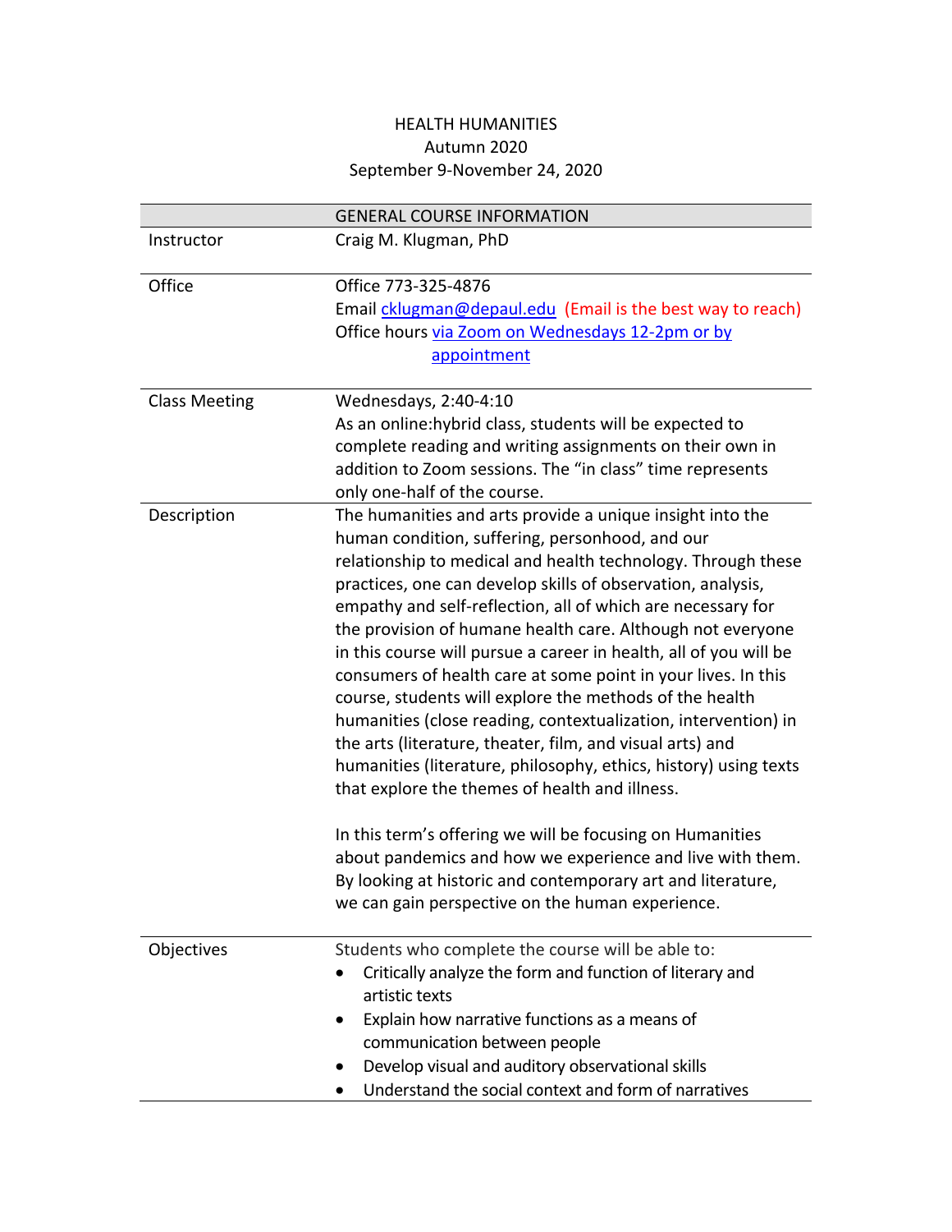# HEALTH HUMANITIES

Autumn 2020

September 9-November 24, 2020

| GENERAL COURSE INFORMATION | |
|---|---|
| Instructor | Craig M. Klugman, PhD |
| Office | Office 773-325-4876<br>Email cklugman@depaul.edu (Email is the best way to reach)<br>Office hours via Zoom on Wednesdays 12-2pm or by appointment |
| Class Meeting | Wednesdays, 2:40-4:10<br>As an online:hybrid class, students will be expected to complete reading and writing assignments on their own in addition to Zoom sessions. The "in class" time represents only one-half of the course. |
| Description | The humanities and arts provide a unique insight into the human condition, suffering, personhood, and our relationship to medical and health technology. Through these practices, one can develop skills of observation, analysis, empathy and self-reflection, all of which are necessary for the provision of humane health care. Although not everyone in this course will pursue a career in health, all of you will be consumers of health care at some point in your lives. In this course, students will explore the methods of the health humanities (close reading, contextualization, intervention) in the arts (literature, theater, film, and visual arts) and humanities (literature, philosophy, ethics, history) using texts that explore the themes of health and illness.<br><br>In this term's offering we will be focusing on Humanities about pandemics and how we experience and live with them. By looking at historic and contemporary art and literature, we can gain perspective on the human experience. |
| Objectives | Students who complete the course will be able to:<br>• Critically analyze the form and function of literary and artistic texts<br>• Explain how narrative functions as a means of communication between people<br>• Develop visual and auditory observational skills<br>• Understand the social context and form of narratives |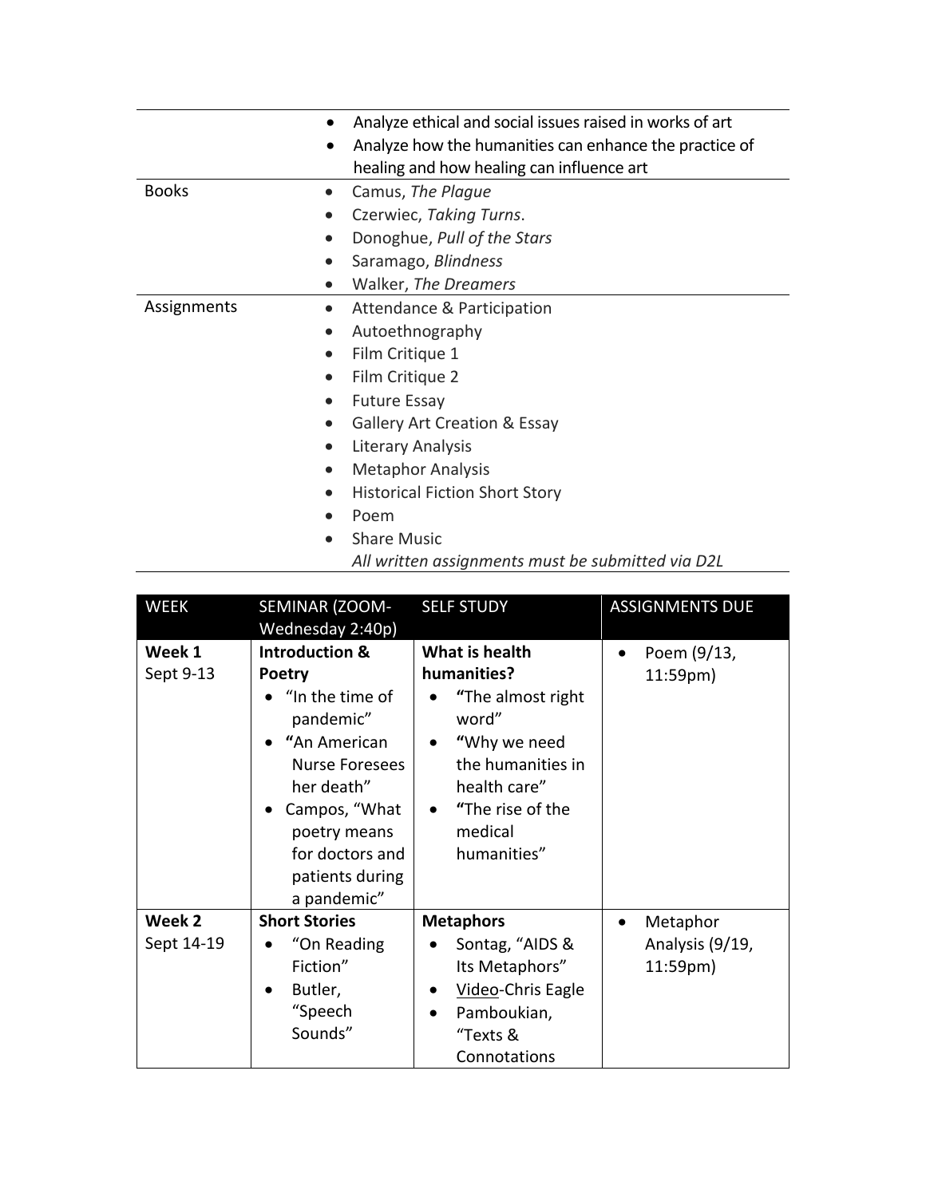| | |
|---|---|
| | • Analyze ethical and social issues raised in works of art<br>• Analyze how the humanities can enhance the practice of healing and how healing can influence art |
| Books | • Camus, *The Plague*<br>• Czerwiec, *Taking Turns*.<br>• Donoghue, *Pull of the Stars*<br>• Saramago, *Blindness*<br>• Walker, *The Dreamers* |
| Assignments | • Attendance & Participation<br>• Autoethnography<br>• Film Critique 1<br>• Film Critique 2<br>• Future Essay<br>• Gallery Art Creation & Essay<br>• Literary Analysis<br>• Metaphor Analysis<br>• Historical Fiction Short Story<br>• Poem<br>• Share Music<br>*All written assignments must be submitted via D2L* |

| WEEK | SEMINAR (ZOOM-Wednesday 2:40p) | SELF STUDY | ASSIGNMENTS DUE |
|---|---|---|---|
| **Week 1**<br>Sept 9-13 | **Introduction & Poetry**<br>• "In the time of pandemic"<br>• "An American Nurse Foresees her death"<br>• Campos, "What poetry means for doctors and patients during a pandemic" | **What is health humanities?**<br>• "The almost right word"<br>• "Why we need the humanities in health care"<br>• "The rise of the medical humanities" | • Poem (9/13, 11:59pm) |
| **Week 2**<br>Sept 14-19 | **Short Stories**<br>• "On Reading Fiction"<br>• Butler, "Speech Sounds" | **Metaphors**<br>• Sontag, "AIDS & Its Metaphors"<br>• Video-Chris Eagle<br>• Pamboukian, "Texts & Connotations | • Metaphor Analysis (9/19, 11:59pm) |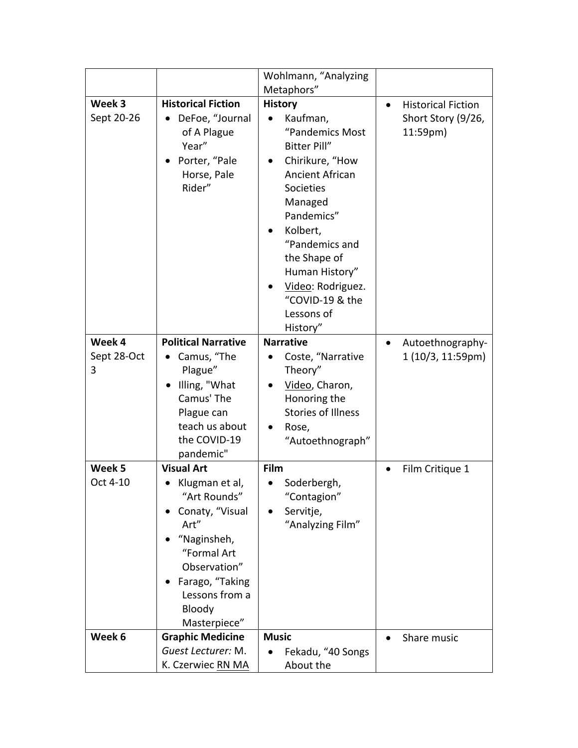| | | | |
|---|---|---|---|
| | | Wohlmann, "Analyzing Metaphors" | |
| **Week 3** Sept 20-26 | **Historical Fiction** <br>• DeFoe, "Journal of A Plague Year" <br>• Porter, "Pale Horse, Pale Rider" | **History** <br>• Kaufman, "Pandemics Most Bitter Pill" <br>• Chirikure, "How Ancient African Societies Managed Pandemics" <br>• Kolbert, "Pandemics and the Shape of Human History" <br>• Video: Rodriguez. "COVID-19 & the Lessons of History" | • Historical Fiction Short Story (9/26, 11:59pm) |
| **Week 4** Sept 28-Oct 3 | **Political Narrative** <br>• Camus, "The Plague" <br>• Illing, "What Camus' The Plague can teach us about the COVID-19 pandemic" | **Narrative** <br>• Coste, "Narrative Theory" <br>• Video, Charon, Honoring the Stories of Illness <br>• Rose, "Autoethnograph" | • Autoethnography-1 (10/3, 11:59pm) |
| **Week 5** Oct 4-10 | **Visual Art** <br>• Klugman et al, "Art Rounds" <br>• Conaty, "Visual Art" <br>• "Naginsheh, "Formal Art Observation" <br>• Farago, "Taking Lessons from a Bloody Masterpiece" | **Film** <br>• Soderbergh, "Contagion" <br>• Servitje, "Analyzing Film" | • Film Critique 1 |
| **Week 6** | **Graphic Medicine** <br>*Guest Lecturer:* M. K. Czerwiec RN MA | **Music** <br>• Fekadu, "40 Songs About the | • Share music |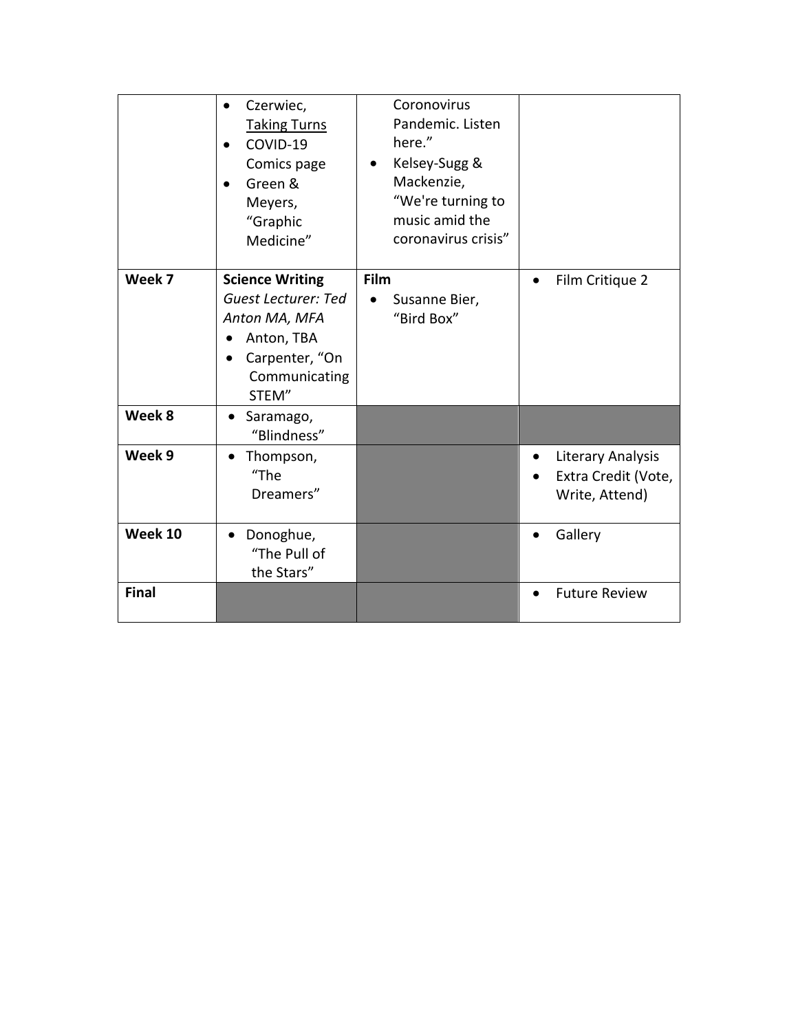| | | | |
|---|---|---|---|
| | • Czerwiec, <u>Taking Turns</u><br>• COVID-19 Comics page<br>• Green & Meyers, "Graphic Medicine" | Coronovirus Pandemic. Listen here."<br>• Kelsey-Sugg & Mackenzie, "We're turning to music amid the coronavirus crisis" | |
| **Week 7** | **Science Writing**<br>*Guest Lecturer: Ted Anton MA, MFA*<br>• Anton, TBA<br>• Carpenter, "On Communicating STEM" | **Film**<br>• Susanne Bier, "Bird Box" | • Film Critique 2 |
| **Week 8** | • Saramago, "Blindness" | | |
| **Week 9** | • Thompson, "The Dreamers" | | • Literary Analysis<br>• Extra Credit (Vote, Write, Attend) |
| **Week 10** | • Donoghue, "The Pull of the Stars" | | • Gallery |
| **Final** | | | • Future Review |